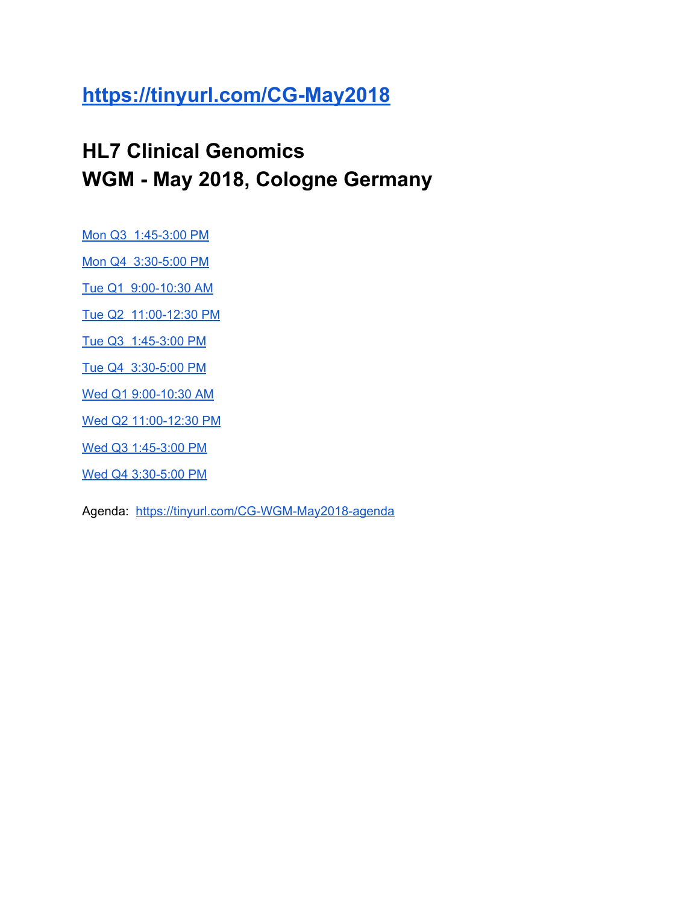# https://tinyurl.com/CG-May2018

# HL7 Clinical Genomics
# WGM - May 2018, Cologne Germany

Mon Q3  1:45-3:00 PM

Mon Q4  3:30-5:00 PM

Tue Q1  9:00-10:30 AM

Tue Q2  11:00-12:30 PM

Tue Q3  1:45-3:00 PM

Tue Q4  3:30-5:00 PM

Wed Q1 9:00-10:30 AM

Wed Q2 11:00-12:30 PM

Wed Q3 1:45-3:00 PM

Wed Q4 3:30-5:00 PM

Agenda:  https://tinyurl.com/CG-WGM-May2018-agenda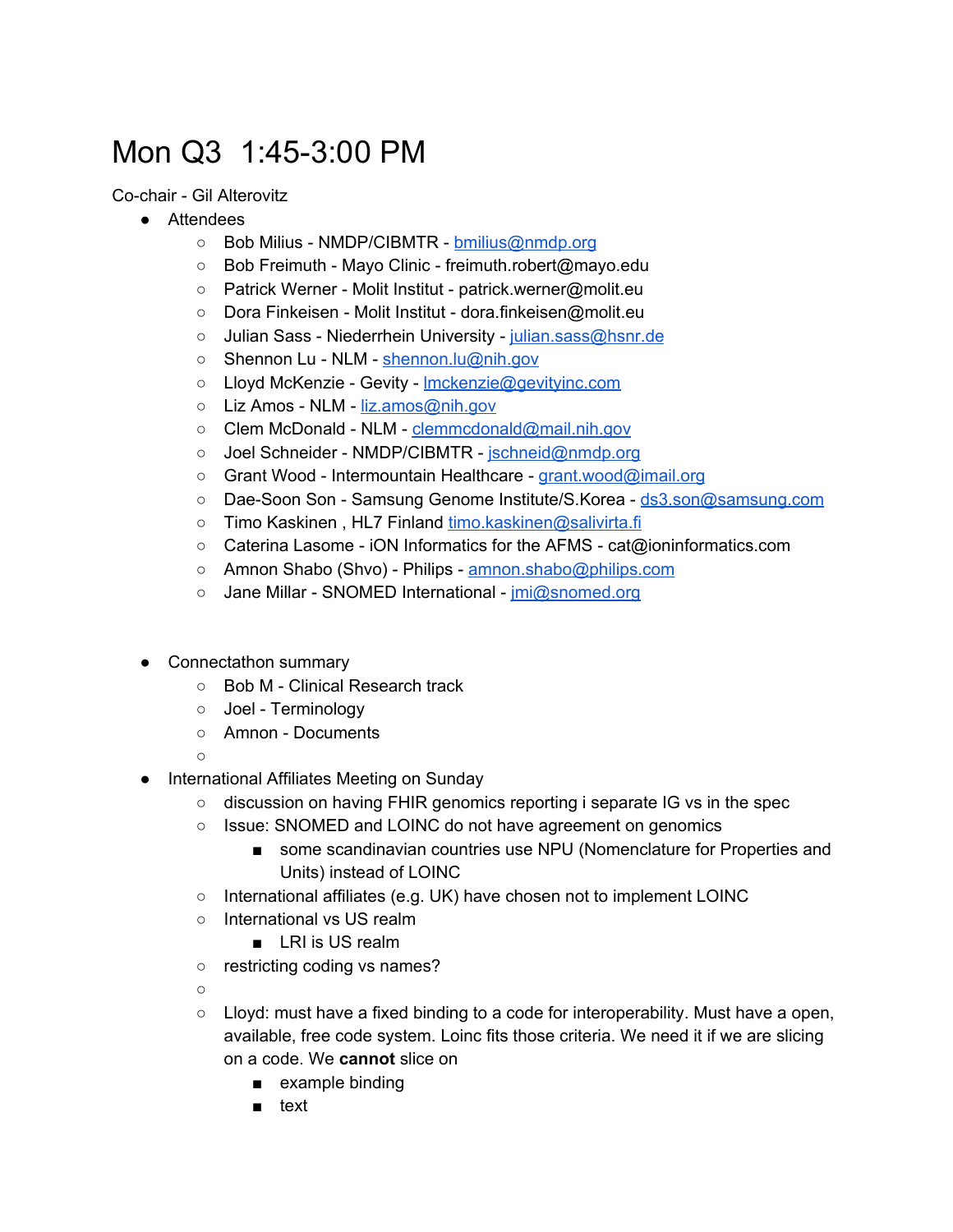# Mon Q3  1:45-3:00 PM

Co-chair - Gil Alterovitz

- Attendees
  - Bob Milius - NMDP/CIBMTR - bmilius@nmdp.org
  - Bob Freimuth - Mayo Clinic - freimuth.robert@mayo.edu
  - Patrick Werner - Molit Institut - patrick.werner@molit.eu
  - Dora Finkeisen - Molit Institut - dora.finkeisen@molit.eu
  - Julian Sass - Niederrhein University - julian.sass@hsnr.de
  - Shennon Lu - NLM - shennon.lu@nih.gov
  - Lloyd McKenzie - Gevity - lmckenzie@gevityinc.com
  - Liz Amos - NLM - liz.amos@nih.gov
  - Clem McDonald - NLM - clemmcdonald@mail.nih.gov
  - Joel Schneider - NMDP/CIBMTR - jschneid@nmdp.org
  - Grant Wood - Intermountain Healthcare - grant.wood@imail.org
  - Dae-Soon Son - Samsung Genome Institute/S.Korea - ds3.son@samsung.com
  - Timo Kaskinen , HL7 Finland timo.kaskinen@salivirta.fi
  - Caterina Lasome - iON Informatics for the AFMS - cat@ioninformatics.com
  - Amnon Shabo (Shvo) - Philips - amnon.shabo@philips.com
  - Jane Millar - SNOMED International - jmi@snomed.org

- Connectathon summary
  - Bob M - Clinical Research track
  - Joel - Terminology
  - Amnon - Documents
  - 
- International Affiliates Meeting on Sunday
  - discussion on having FHIR genomics reporting i separate IG vs in the spec
  - Issue: SNOMED and LOINC do not have agreement on genomics
    - some scandinavian countries use NPU (Nomenclature for Properties and Units) instead of LOINC
  - International affiliates (e.g. UK) have chosen not to implement LOINC
  - International vs US realm
    - LRI is US realm
  - restricting coding vs names?
  - 
  - Lloyd: must have a fixed binding to a code for interoperability. Must have a open, available, free code system. Loinc fits those criteria. We need it if we are slicing on a code. We **cannot** slice on
    - example binding
    - text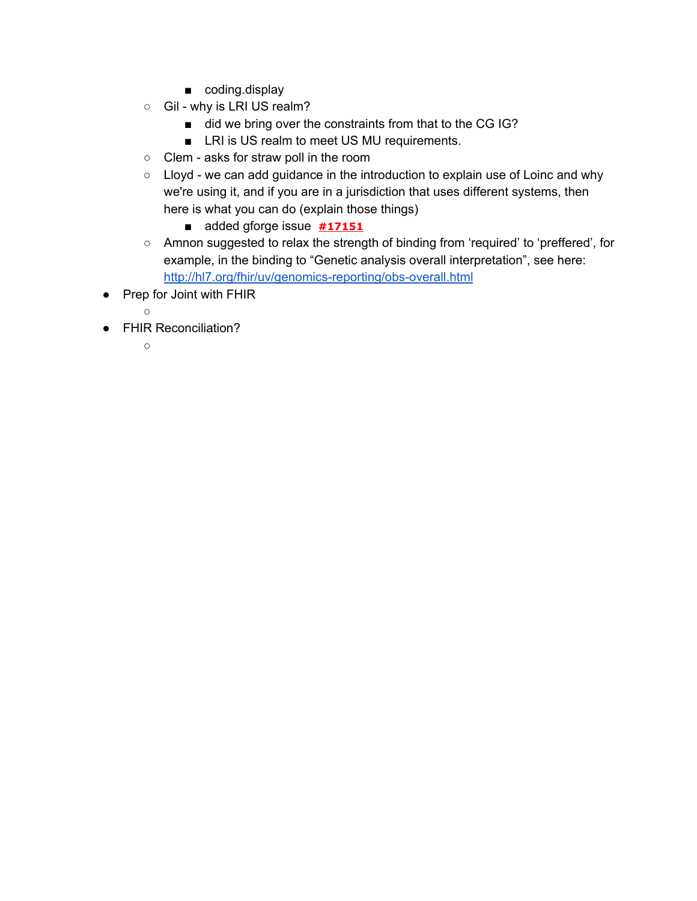- coding.display
    - Gil - why is LRI US realm?
        - did we bring over the constraints from that to the CG IG?
        - LRI is US realm to meet US MU requirements.
    - Clem - asks for straw poll in the room
    - Lloyd - we can add guidance in the introduction to explain use of Loinc and why we're using it, and if you are in a jurisdiction that uses different systems, then here is what you can do (explain those things)
        - added gforge issue **#17151**
    - Amnon suggested to relax the strength of binding from 'required' to 'preffered', for example, in the binding to "Genetic analysis overall interpretation", see here: http://hl7.org/fhir/uv/genomics-reporting/obs-overall.html
- Prep for Joint with FHIR
    - 
- FHIR Reconciliation?
    -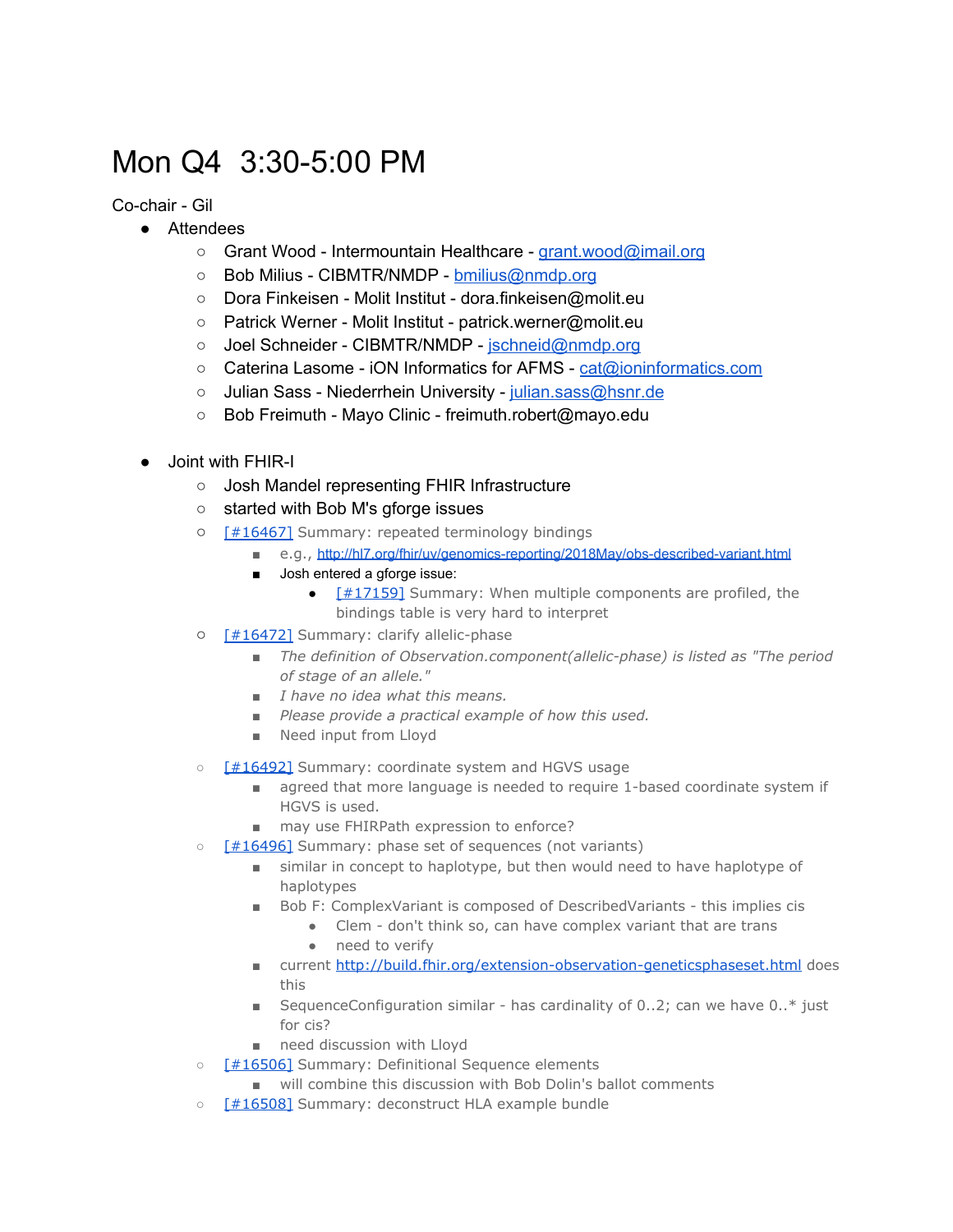# Mon Q4  3:30-5:00 PM

Co-chair - Gil

- Attendees
  - Grant Wood - Intermountain Healthcare - grant.wood@imail.org
  - Bob Milius - CIBMTR/NMDP - bmilius@nmdp.org
  - Dora Finkeisen - Molit Institut - dora.finkeisen@molit.eu
  - Patrick Werner - Molit Institut - patrick.werner@molit.eu
  - Joel Schneider - CIBMTR/NMDP - jschneid@nmdp.org
  - Caterina Lasome - iON Informatics for AFMS - cat@ioninformatics.com
  - Julian Sass - Niederrhein University - julian.sass@hsnr.de
  - Bob Freimuth - Mayo Clinic - freimuth.robert@mayo.edu

- Joint with FHIR-I
  - Josh Mandel representing FHIR Infrastructure
  - started with Bob M's gforge issues
  - [#16467] Summary: repeated terminology bindings
    - e.g., http://hl7.org/fhir/uv/genomics-reporting/2018May/obs-described-variant.html
    - Josh entered a gforge issue:
      - [#17159] Summary: When multiple components are profiled, the bindings table is very hard to interpret
  - [#16472] Summary: clarify allelic-phase
    - *The definition of Observation.component(allelic-phase) is listed as "The period of stage of an allele."*
    - *I have no idea what this means.*
    - *Please provide a practical example of how this used.*
    - Need input from Lloyd
  - [#16492] Summary: coordinate system and HGVS usage
    - agreed that more language is needed to require 1-based coordinate system if HGVS is used.
    - may use FHIRPath expression to enforce?
  - [#16496] Summary: phase set of sequences (not variants)
    - similar in concept to haplotype, but then would need to have haplotype of haplotypes
    - Bob F: ComplexVariant is composed of DescribedVariants - this implies cis
      - Clem - don't think so, can have complex variant that are trans
      - need to verify
    - current http://build.fhir.org/extension-observation-geneticsphaseset.html does this
    - SequenceConfiguration similar - has cardinality of 0..2; can we have 0..* just for cis?
    - need discussion with Lloyd
  - [#16506] Summary: Definitional Sequence elements
    - will combine this discussion with Bob Dolin's ballot comments
  - [#16508] Summary: deconstruct HLA example bundle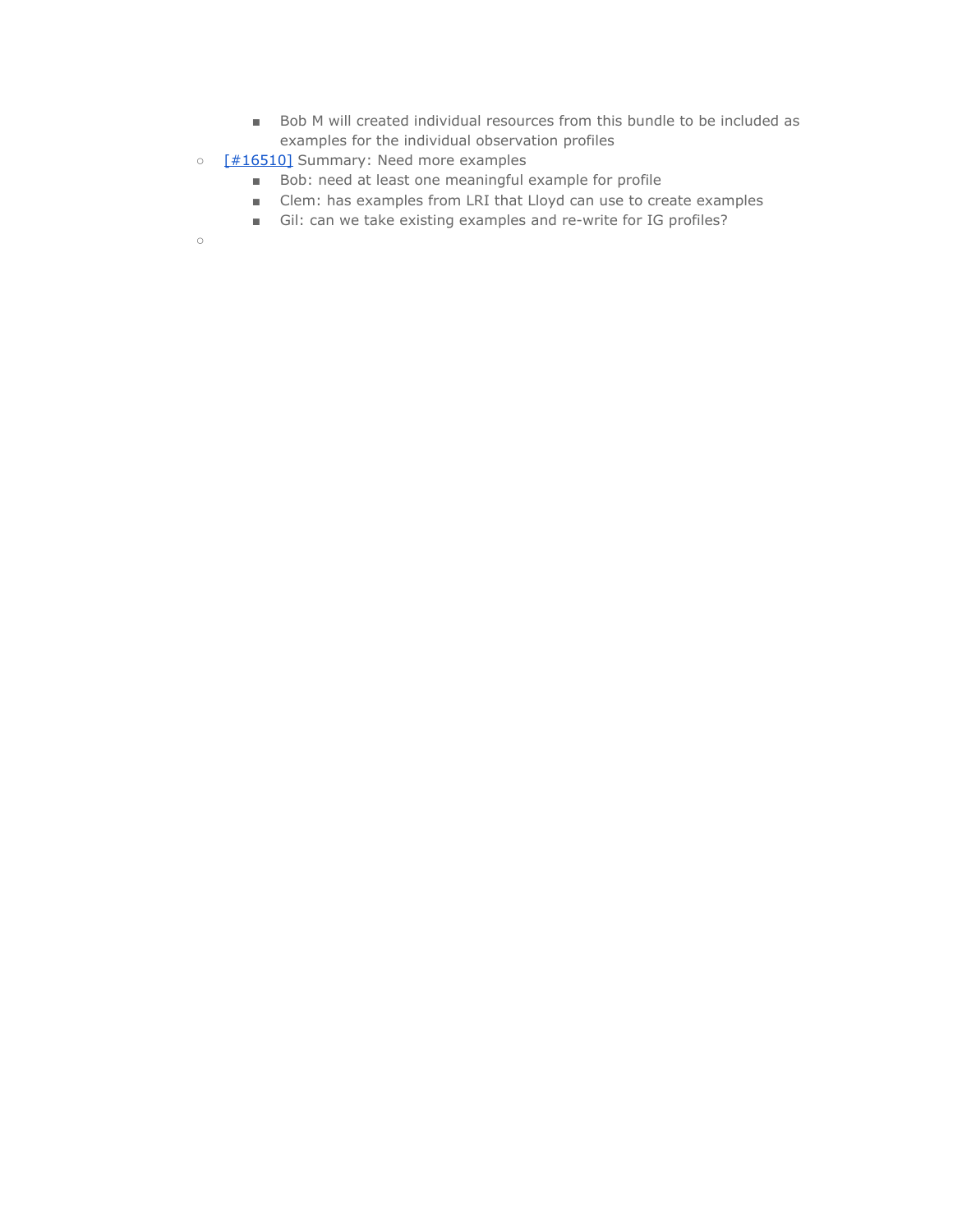- Bob M will created individual resources from this bundle to be included as examples for the individual observation profiles
- [#16510] Summary: Need more examples
    - Bob: need at least one meaningful example for profile
    - Clem: has examples from LRI that Lloyd can use to create examples
    - Gil: can we take existing examples and re-write for IG profiles?
-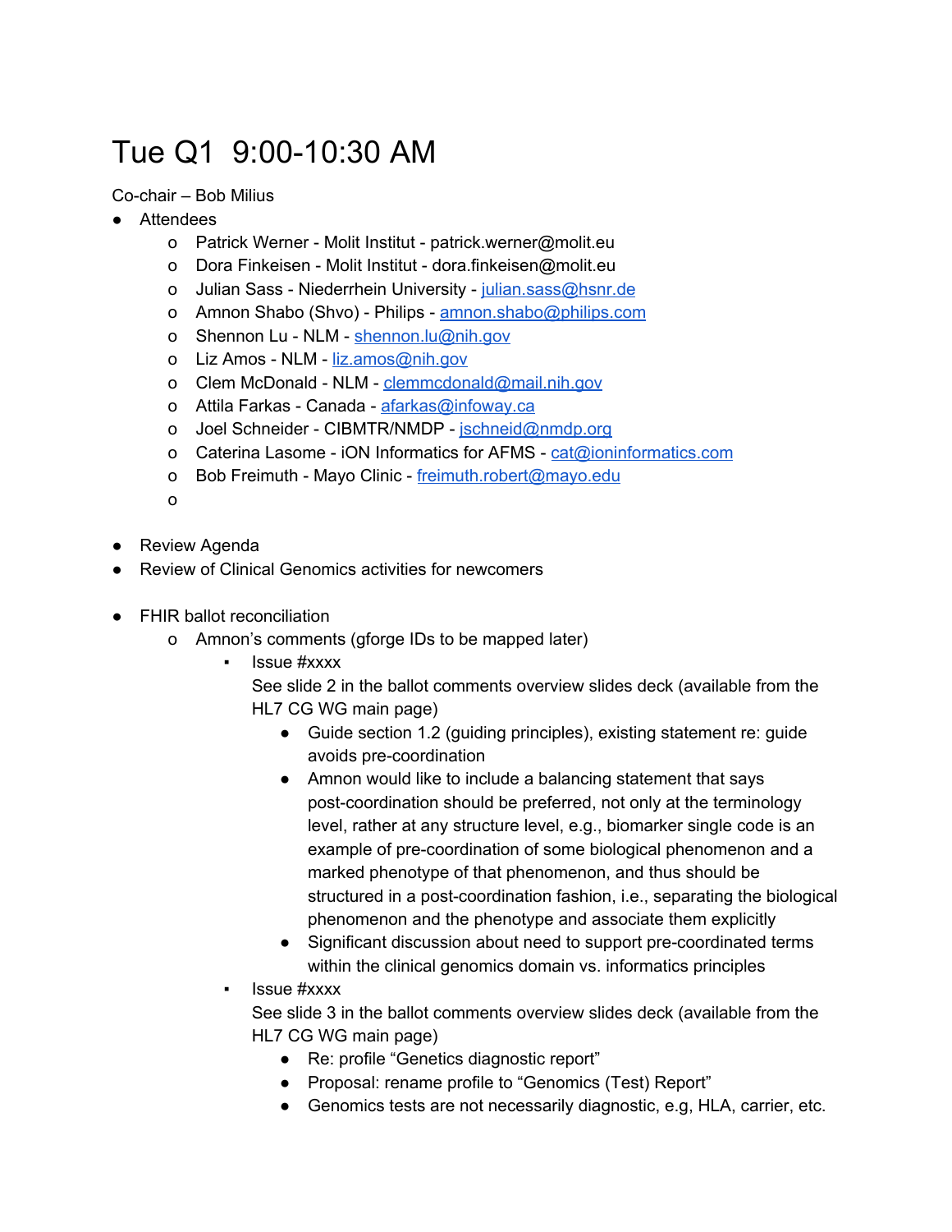# Tue Q1 9:00-10:30 AM

Co-chair – Bob Milius

- Attendees
  - Patrick Werner - Molit Institut - patrick.werner@molit.eu
  - Dora Finkeisen - Molit Institut - dora.finkeisen@molit.eu
  - Julian Sass - Niederrhein University - julian.sass@hsnr.de
  - Amnon Shabo (Shvo) - Philips - amnon.shabo@philips.com
  - Shennon Lu - NLM - shennon.lu@nih.gov
  - Liz Amos - NLM - liz.amos@nih.gov
  - Clem McDonald - NLM - clemmcdonald@mail.nih.gov
  - Attila Farkas - Canada - afarkas@infoway.ca
  - Joel Schneider - CIBMTR/NMDP - jschneid@nmdp.org
  - Caterina Lasome - iON Informatics for AFMS - cat@ioninformatics.com
  - Bob Freimuth - Mayo Clinic - freimuth.robert@mayo.edu
  - 

- Review Agenda
- Review of Clinical Genomics activities for newcomers

- FHIR ballot reconciliation
  - Amnon's comments (gforge IDs to be mapped later)
    - Issue #xxxx
      See slide 2 in the ballot comments overview slides deck (available from the HL7 CG WG main page)
      - Guide section 1.2 (guiding principles), existing statement re: guide avoids pre-coordination
      - Amnon would like to include a balancing statement that says post-coordination should be preferred, not only at the terminology level, rather at any structure level, e.g., biomarker single code is an example of pre-coordination of some biological phenomenon and a marked phenotype of that phenomenon, and thus should be structured in a post-coordination fashion, i.e., separating the biological phenomenon and the phenotype and associate them explicitly
      - Significant discussion about need to support pre-coordinated terms within the clinical genomics domain vs. informatics principles
    - Issue #xxxx
      See slide 3 in the ballot comments overview slides deck (available from the HL7 CG WG main page)
      - Re: profile "Genetics diagnostic report"
      - Proposal: rename profile to "Genomics (Test) Report"
      - Genomics tests are not necessarily diagnostic, e.g, HLA, carrier, etc.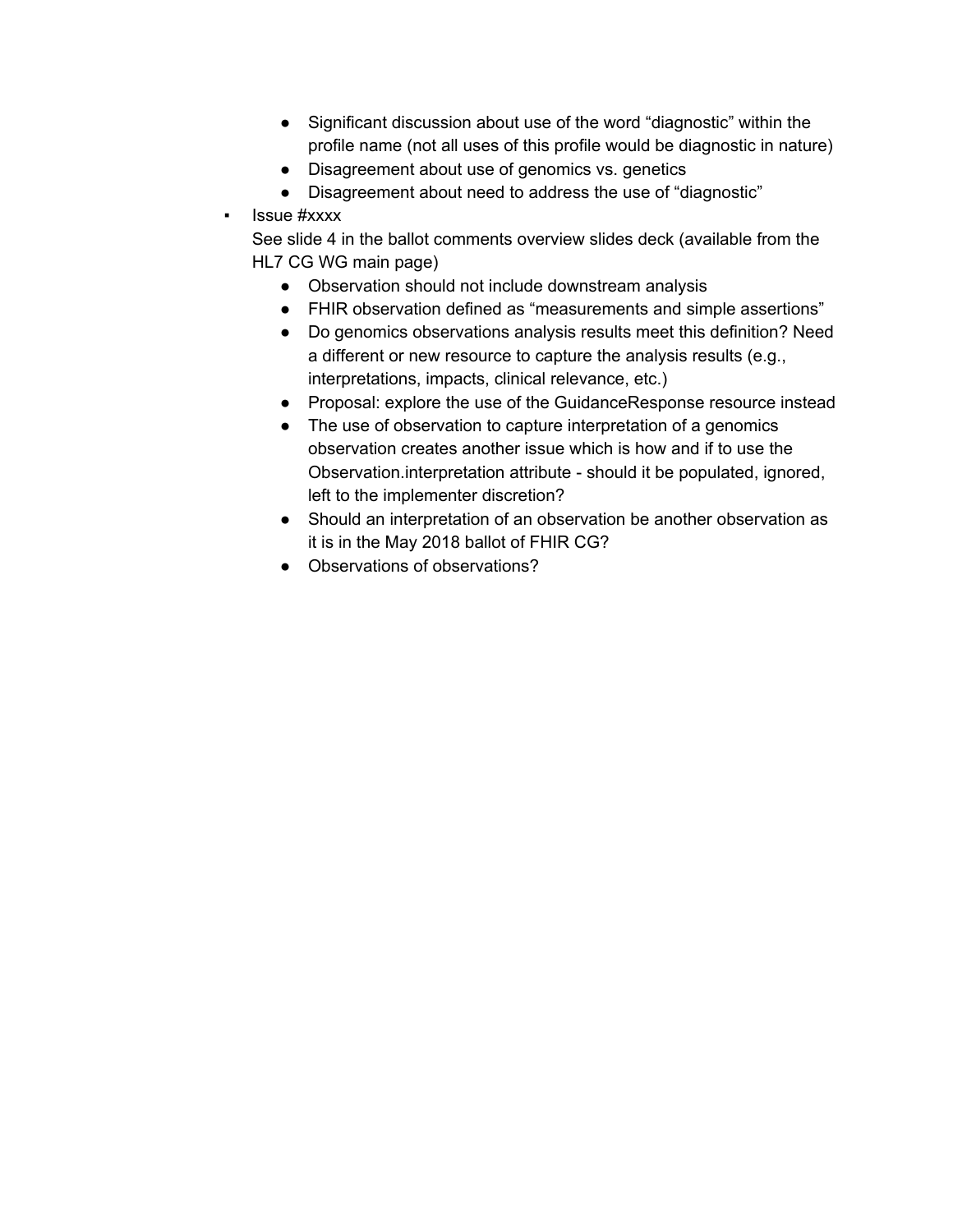- Significant discussion about use of the word "diagnostic" within the profile name (not all uses of this profile would be diagnostic in nature)
        - Disagreement about use of genomics vs. genetics
        - Disagreement about need to address the use of "diagnostic"
    - Issue #xxxx
      See slide 4 in the ballot comments overview slides deck (available from the HL7 CG WG main page)
        - Observation should not include downstream analysis
        - FHIR observation defined as "measurements and simple assertions"
        - Do genomics observations analysis results meet this definition? Need a different or new resource to capture the analysis results (e.g., interpretations, impacts, clinical relevance, etc.)
        - Proposal: explore the use of the GuidanceResponse resource instead
        - The use of observation to capture interpretation of a genomics observation creates another issue which is how and if to use the Observation.interpretation attribute - should it be populated, ignored, left to the implementer discretion?
        - Should an interpretation of an observation be another observation as it is in the May 2018 ballot of FHIR CG?
        - Observations of observations?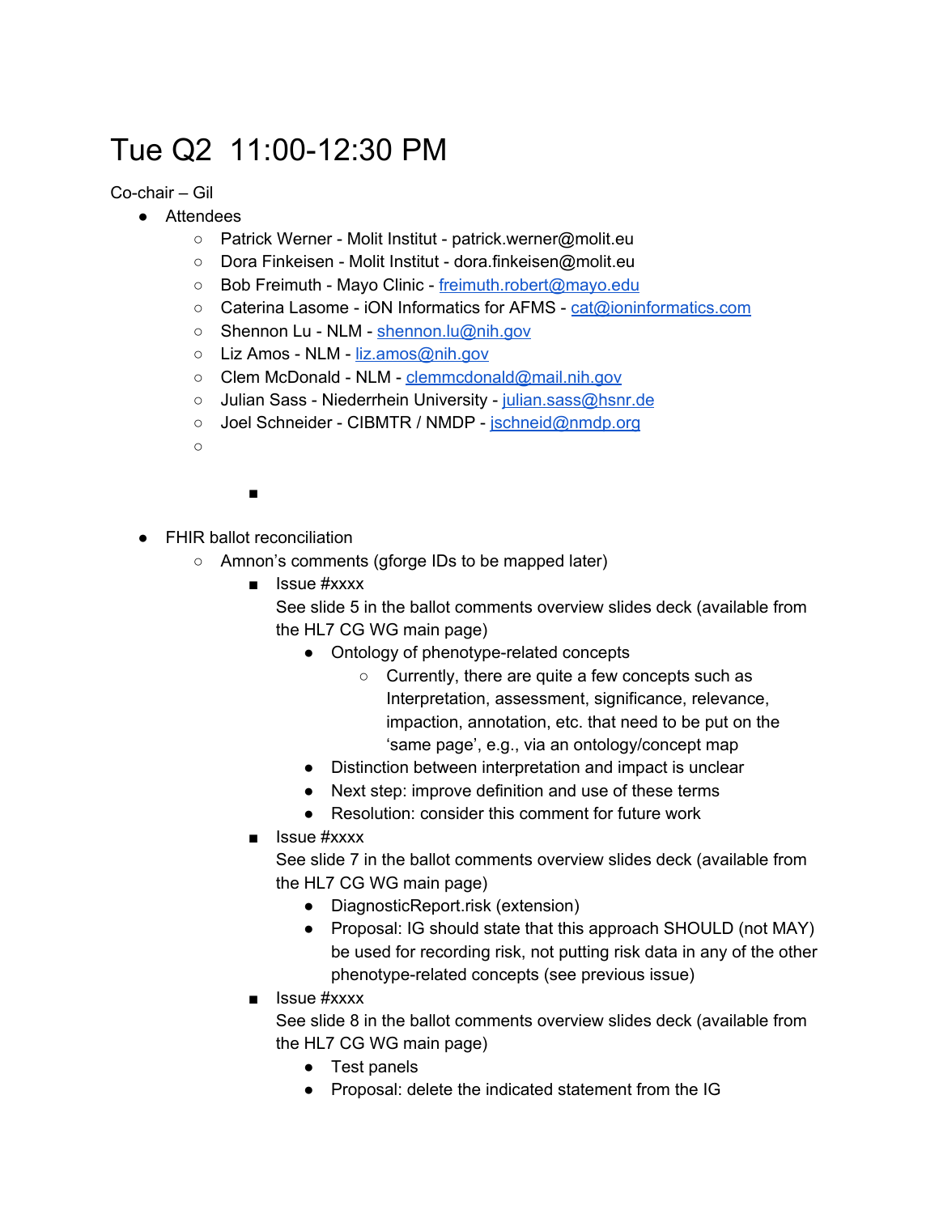# Tue Q2 11:00-12:30 PM

Co-chair – Gil

- Attendees
  - Patrick Werner - Molit Institut - patrick.werner@molit.eu
  - Dora Finkeisen - Molit Institut - dora.finkeisen@molit.eu
  - Bob Freimuth - Mayo Clinic - freimuth.robert@mayo.edu
  - Caterina Lasome - iON Informatics for AFMS - cat@ioninformatics.com
  - Shennon Lu - NLM - shennon.lu@nih.gov
  - Liz Amos - NLM - liz.amos@nih.gov
  - Clem McDonald - NLM - clemmcdonald@mail.nih.gov
  - Julian Sass - Niederrhein University - julian.sass@hsnr.de
  - Joel Schneider - CIBMTR / NMDP - jschneid@nmdp.org
  - 
    - 
- FHIR ballot reconciliation
  - Amnon's comments (gforge IDs to be mapped later)
    - Issue #xxxx
      See slide 5 in the ballot comments overview slides deck (available from the HL7 CG WG main page)
      - Ontology of phenotype-related concepts
        - Currently, there are quite a few concepts such as Interpretation, assessment, significance, relevance, impaction, annotation, etc. that need to be put on the 'same page', e.g., via an ontology/concept map
      - Distinction between interpretation and impact is unclear
      - Next step: improve definition and use of these terms
      - Resolution: consider this comment for future work
    - Issue #xxxx
      See slide 7 in the ballot comments overview slides deck (available from the HL7 CG WG main page)
      - DiagnosticReport.risk (extension)
      - Proposal: IG should state that this approach SHOULD (not MAY) be used for recording risk, not putting risk data in any of the other phenotype-related concepts (see previous issue)
    - Issue #xxxx
      See slide 8 in the ballot comments overview slides deck (available from the HL7 CG WG main page)
      - Test panels
      - Proposal: delete the indicated statement from the IG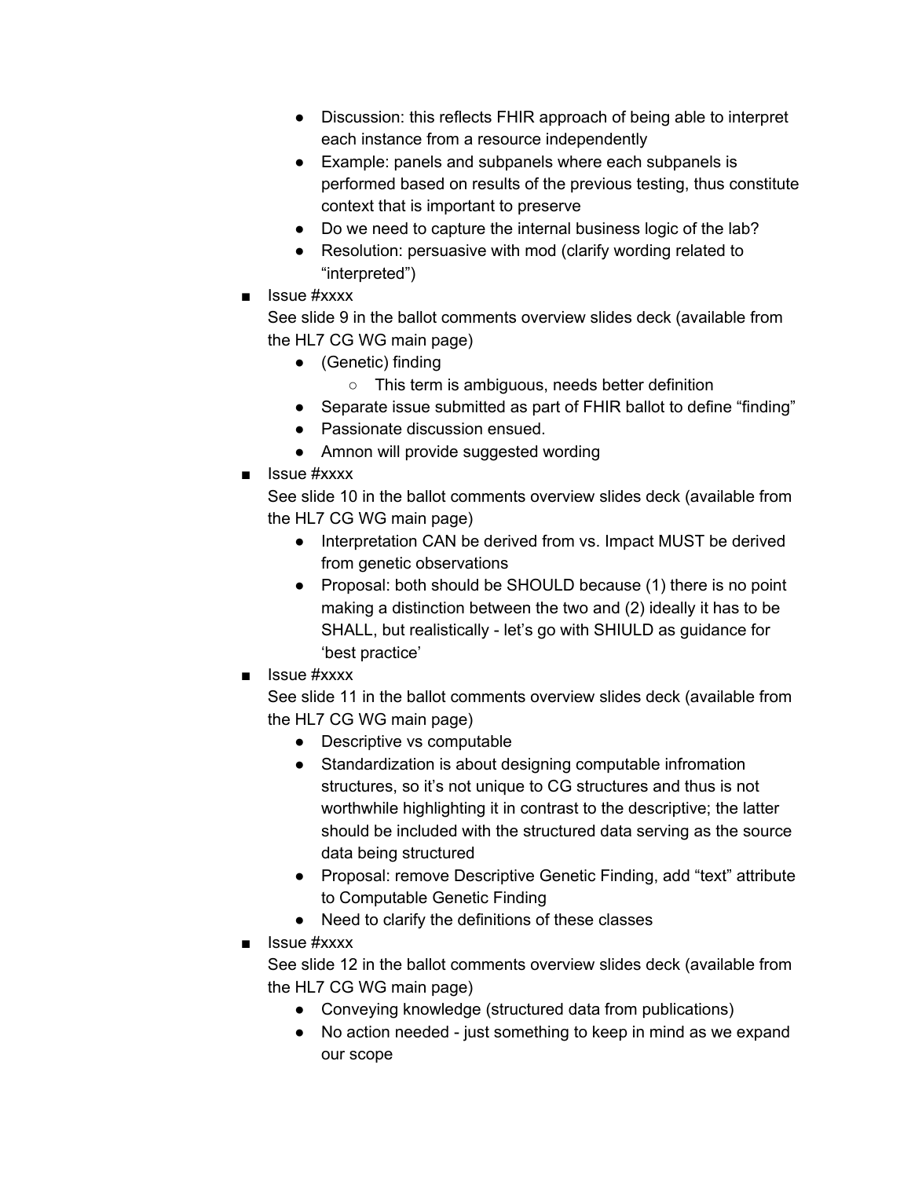- Discussion: this reflects FHIR approach of being able to interpret each instance from a resource independently
        - Example: panels and subpanels where each subpanels is performed based on results of the previous testing, thus constitute context that is important to preserve
        - Do we need to capture the internal business logic of the lab?
        - Resolution: persuasive with mod (clarify wording related to "interpreted")
    - Issue #xxxx
      See slide 9 in the ballot comments overview slides deck (available from the HL7 CG WG main page)
        - (Genetic) finding
            - This term is ambiguous, needs better definition
        - Separate issue submitted as part of FHIR ballot to define "finding"
        - Passionate discussion ensued.
        - Amnon will provide suggested wording
    - Issue #xxxx
      See slide 10 in the ballot comments overview slides deck (available from the HL7 CG WG main page)
        - Interpretation CAN be derived from vs. Impact MUST be derived from genetic observations
        - Proposal: both should be SHOULD because (1) there is no point making a distinction between the two and (2) ideally it has to be SHALL, but realistically - let's go with SHIULD as guidance for 'best practice'
    - Issue #xxxx
      See slide 11 in the ballot comments overview slides deck (available from the HL7 CG WG main page)
        - Descriptive vs computable
        - Standardization is about designing computable infromation structures, so it's not unique to CG structures and thus is not worthwhile highlighting it in contrast to the descriptive; the latter should be included with the structured data serving as the source data being structured
        - Proposal: remove Descriptive Genetic Finding, add "text" attribute to Computable Genetic Finding
        - Need to clarify the definitions of these classes
    - Issue #xxxx
      See slide 12 in the ballot comments overview slides deck (available from the HL7 CG WG main page)
        - Conveying knowledge (structured data from publications)
        - No action needed - just something to keep in mind as we expand our scope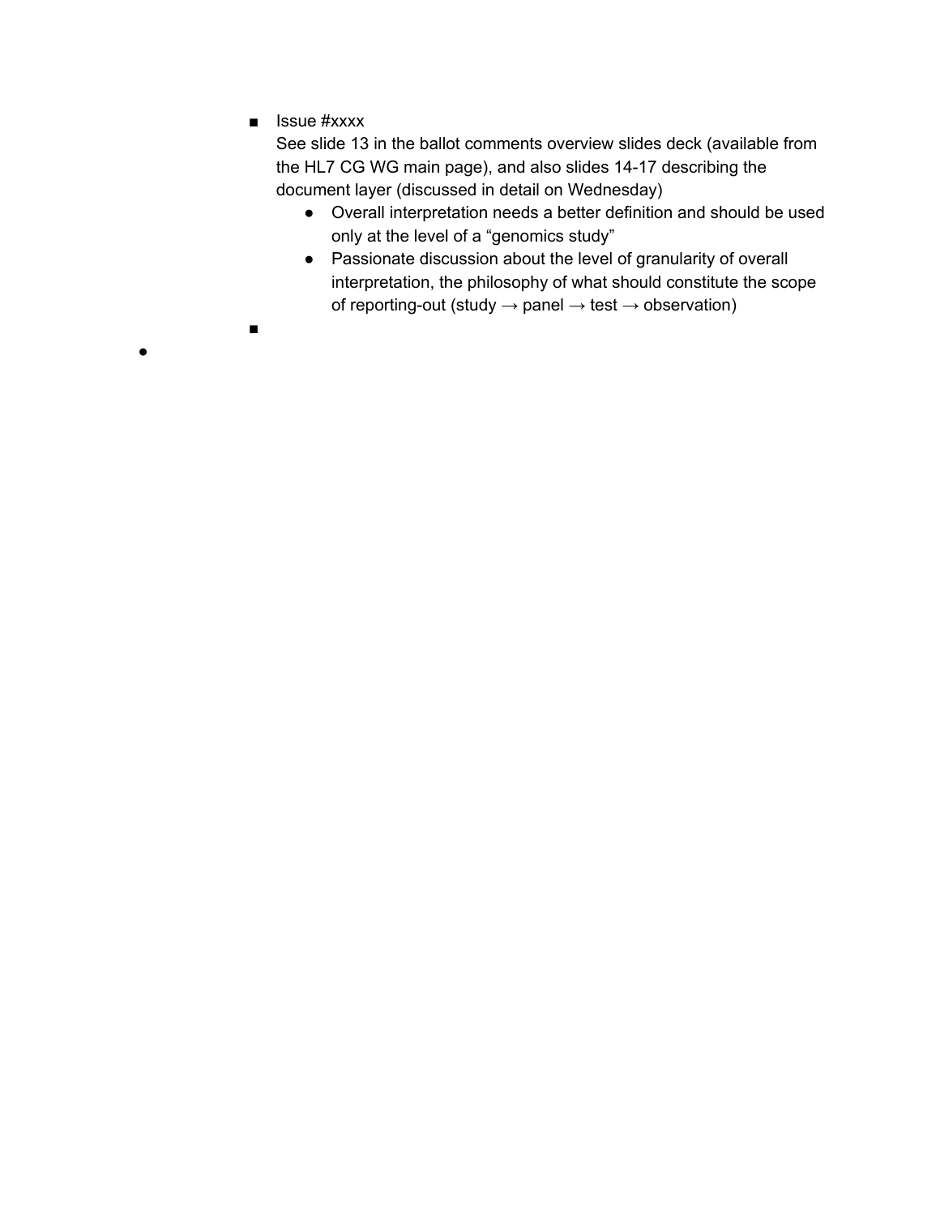- Issue #xxxx
  See slide 13 in the ballot comments overview slides deck (available from the HL7 CG WG main page), and also slides 14-17 describing the document layer (discussed in detail on Wednesday)
  - Overall interpretation needs a better definition and should be used only at the level of a “genomics study”
  - Passionate discussion about the level of granularity of overall interpretation, the philosophy of what should constitute the scope of reporting-out (study → panel → test → observation)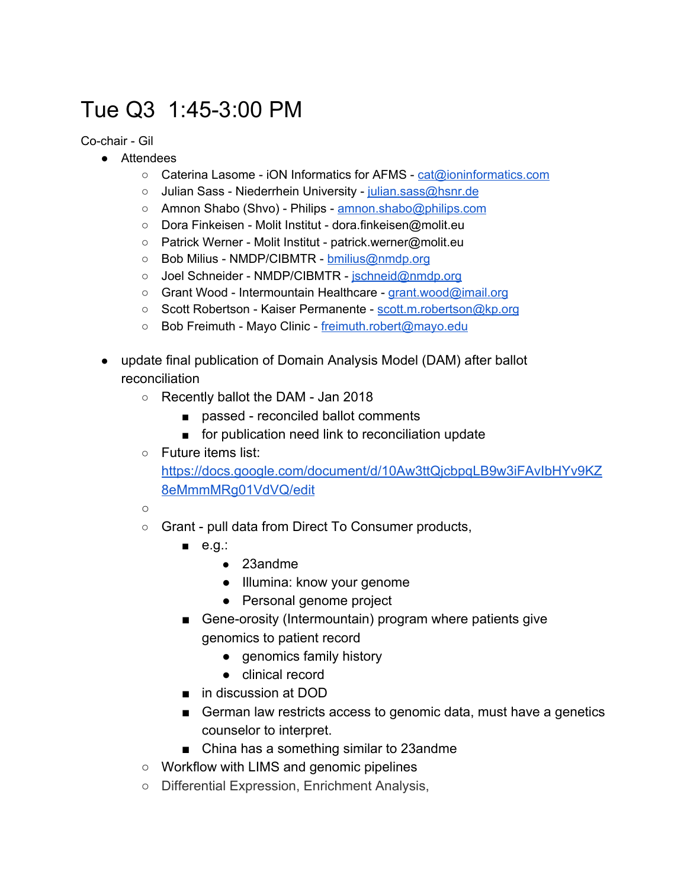# Tue Q3  1:45-3:00 PM

Co-chair - Gil

- Attendees
  - Caterina Lasome - iON Informatics for AFMS - cat@ioninformatics.com
  - Julian Sass - Niederrhein University - julian.sass@hsnr.de
  - Amnon Shabo (Shvo) - Philips - amnon.shabo@philips.com
  - Dora Finkeisen - Molit Institut - dora.finkeisen@molit.eu
  - Patrick Werner - Molit Institut - patrick.werner@molit.eu
  - Bob Milius - NMDP/CIBMTR - bmilius@nmdp.org
  - Joel Schneider - NMDP/CIBMTR - jschneid@nmdp.org
  - Grant Wood - Intermountain Healthcare - grant.wood@imail.org
  - Scott Robertson - Kaiser Permanente - scott.m.robertson@kp.org
  - Bob Freimuth - Mayo Clinic - freimuth.robert@mayo.edu

- update final publication of Domain Analysis Model (DAM) after ballot reconciliation
  - Recently ballot the DAM - Jan 2018
    - passed - reconciled ballot comments
    - for publication need link to reconciliation update
  - Future items list: https://docs.google.com/document/d/10Aw3ttQjcbpqLB9w3iFAvIbHYv9KZ8eMmmMRg01VdVQ/edit
  - 
  - Grant - pull data from Direct To Consumer products,
    - e.g.:
      - 23andme
      - Illumina: know your genome
      - Personal genome project
    - Gene-orosity (Intermountain) program where patients give genomics to patient record
      - genomics family history
      - clinical record
    - in discussion at DOD
    - German law restricts access to genomic data, must have a genetics counselor to interpret.
    - China has a something similar to 23andme
  - Workflow with LIMS and genomic pipelines
  - Differential Expression, Enrichment Analysis,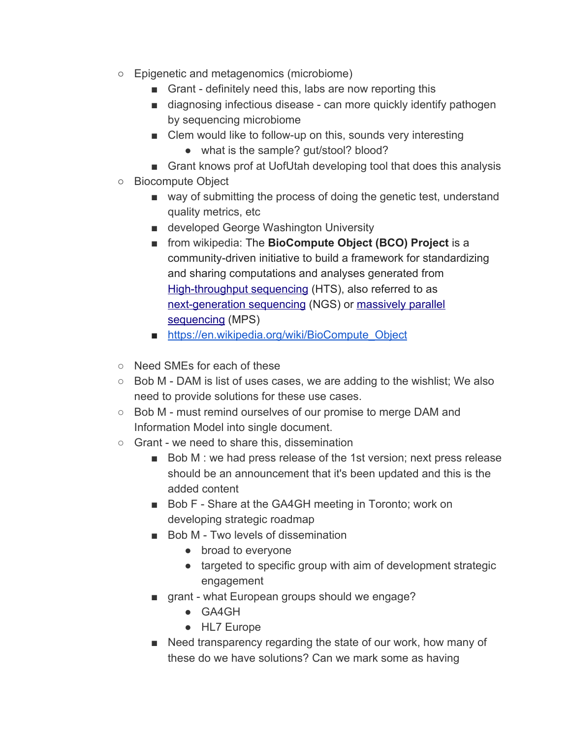- Epigenetic and metagenomics (microbiome)
    - Grant - definitely need this, labs are now reporting this
    - diagnosing infectious disease - can more quickly identify pathogen by sequencing microbiome
    - Clem would like to follow-up on this, sounds very interesting
        - what is the sample? gut/stool? blood?
    - Grant knows prof at UofUtah developing tool that does this analysis
- Biocompute Object
    - way of submitting the process of doing the genetic test, understand quality metrics, etc
    - developed George Washington University
    - from wikipedia: The **BioCompute Object (BCO) Project** is a community-driven initiative to build a framework for standardizing and sharing computations and analyses generated from [High-throughput sequencing](https://en.wikipedia.org/wiki/High-throughput_sequencing) (HTS), also referred to as [next-generation sequencing](https://en.wikipedia.org/wiki/Next-generation_sequencing) (NGS) or [massively parallel sequencing](https://en.wikipedia.org/wiki/Massively_parallel_sequencing) (MPS)
    - https://en.wikipedia.org/wiki/BioCompute_Object

- Need SMEs for each of these
- Bob M - DAM is list of uses cases, we are adding to the wishlist; We also need to provide solutions for these use cases.
- Bob M - must remind ourselves of our promise to merge DAM and Information Model into single document.
- Grant - we need to share this, dissemination
    - Bob M : we had press release of the 1st version; next press release should be an announcement that it's been updated and this is the added content
    - Bob F - Share at the GA4GH meeting in Toronto; work on developing strategic roadmap
    - Bob M - Two levels of dissemination
        - broad to everyone
        - targeted to specific group with aim of development strategic engagement
    - grant - what European groups should we engage?
        - GA4GH
        - HL7 Europe
    - Need transparency regarding the state of our work, how many of these do we have solutions? Can we mark some as having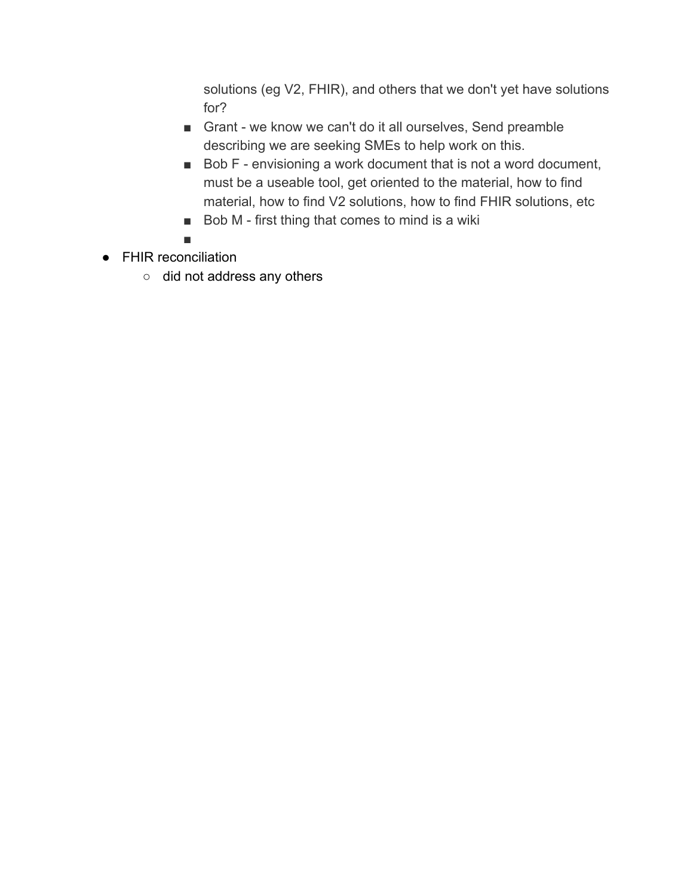solutions (eg V2, FHIR), and others that we don't yet have solutions for?

        - Grant - we know we can't do it all ourselves, Send preamble describing we are seeking SMEs to help work on this.
        - Bob F - envisioning a work document that is not a word document, must be a useable tool, get oriented to the material, how to find material, how to find V2 solutions, how to find FHIR solutions, etc
        - Bob M - first thing that comes to mind is a wiki
        -

- FHIR reconciliation
    - did not address any others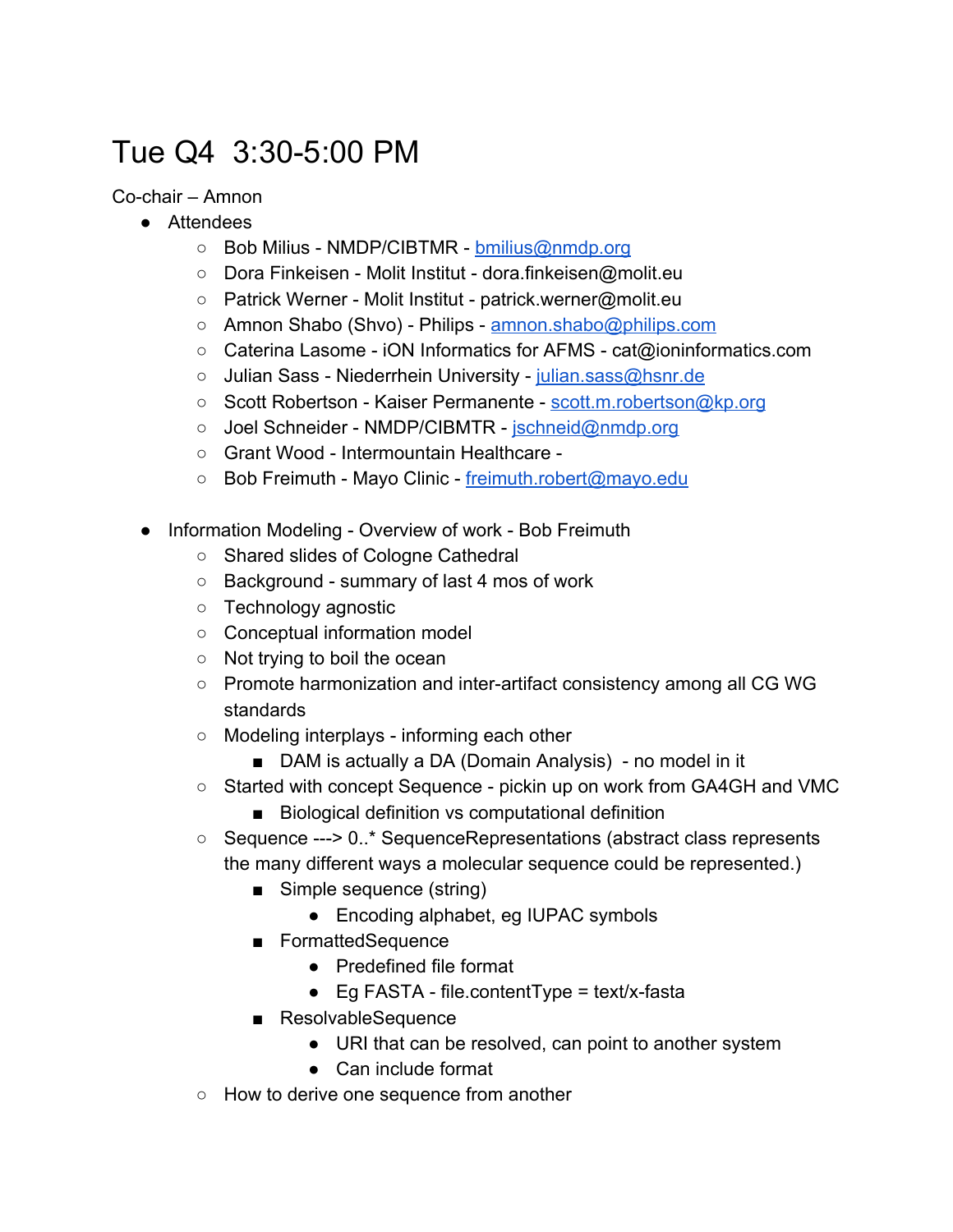# Tue Q4  3:30-5:00 PM

Co-chair – Amnon

- Attendees
  - Bob Milius - NMDP/CIBTMR - bmilius@nmdp.org
  - Dora Finkeisen - Molit Institut - dora.finkeisen@molit.eu
  - Patrick Werner - Molit Institut - patrick.werner@molit.eu
  - Amnon Shabo (Shvo) - Philips - amnon.shabo@philips.com
  - Caterina Lasome - iON Informatics for AFMS - cat@ioninformatics.com
  - Julian Sass - Niederrhein University - julian.sass@hsnr.de
  - Scott Robertson - Kaiser Permanente - scott.m.robertson@kp.org
  - Joel Schneider - NMDP/CIBMTR - jschneid@nmdp.org
  - Grant Wood - Intermountain Healthcare -
  - Bob Freimuth - Mayo Clinic - freimuth.robert@mayo.edu

- Information Modeling - Overview of work - Bob Freimuth
  - Shared slides of Cologne Cathedral
  - Background - summary of last 4 mos of work
  - Technology agnostic
  - Conceptual information model
  - Not trying to boil the ocean
  - Promote harmonization and inter-artifact consistency among all CG WG standards
  - Modeling interplays - informing each other
    - DAM is actually a DA (Domain Analysis)  - no model in it
  - Started with concept Sequence - pickin up on work from GA4GH and VMC
    - Biological definition vs computational definition
  - Sequence ---> 0..* SequenceRepresentations (abstract class represents the many different ways a molecular sequence could be represented.)
    - Simple sequence (string)
      - Encoding alphabet, eg IUPAC symbols
    - FormattedSequence
      - Predefined file format
      - Eg FASTA - file.contentType = text/x-fasta
    - ResolvableSequence
      - URI that can be resolved, can point to another system
      - Can include format
  - How to derive one sequence from another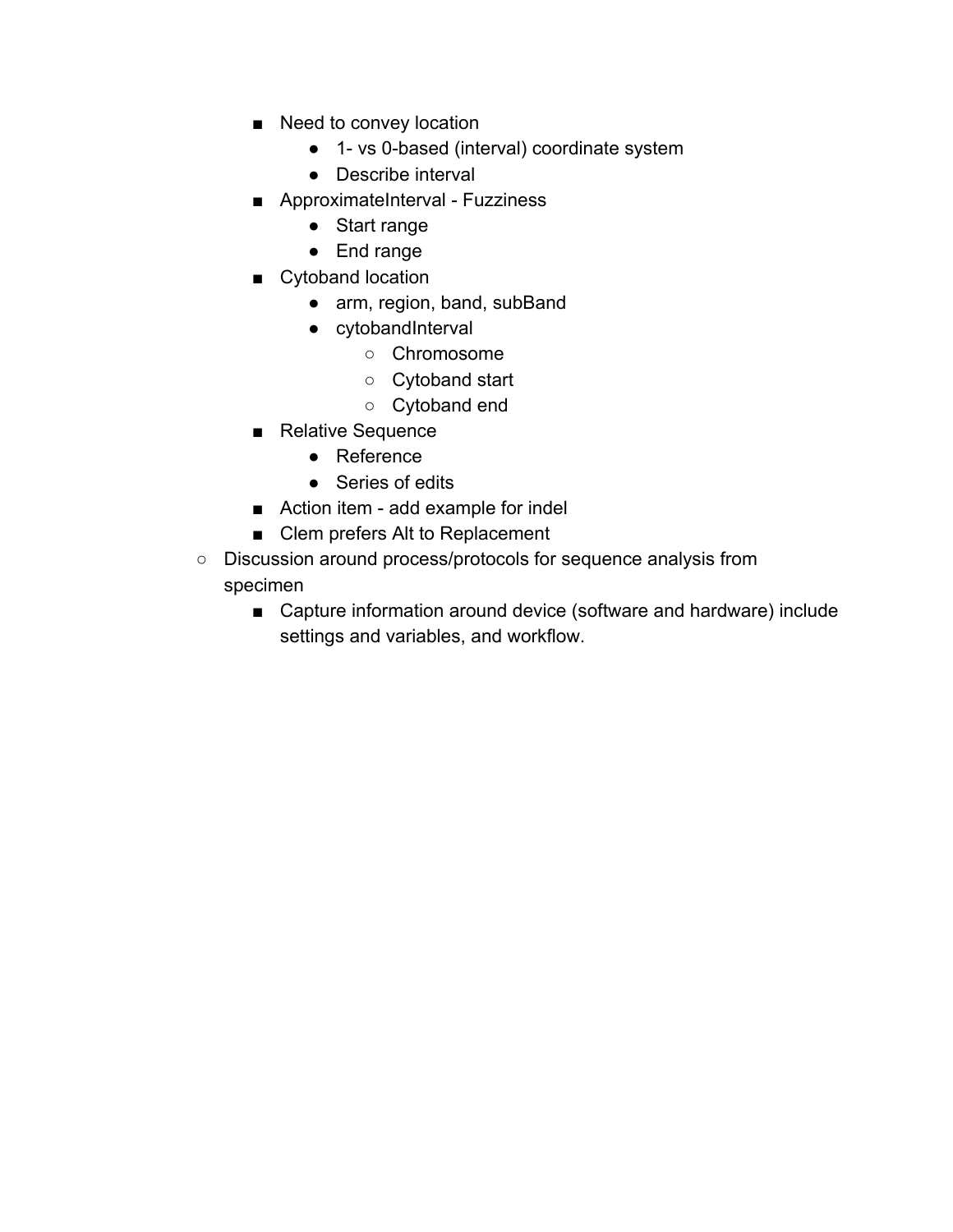- Need to convey location
            - 1- vs 0-based (interval) coordinate system
            - Describe interval
        - ApproximateInterval - Fuzziness
            - Start range
            - End range
        - Cytoband location
            - arm, region, band, subBand
            - cytobandInterval
                - Chromosome
                - Cytoband start
                - Cytoband end
        - Relative Sequence
            - Reference
            - Series of edits
        - Action item - add example for indel
        - Clem prefers Alt to Replacement
    - Discussion around process/protocols for sequence analysis from specimen
        - Capture information around device (software and hardware) include settings and variables, and workflow.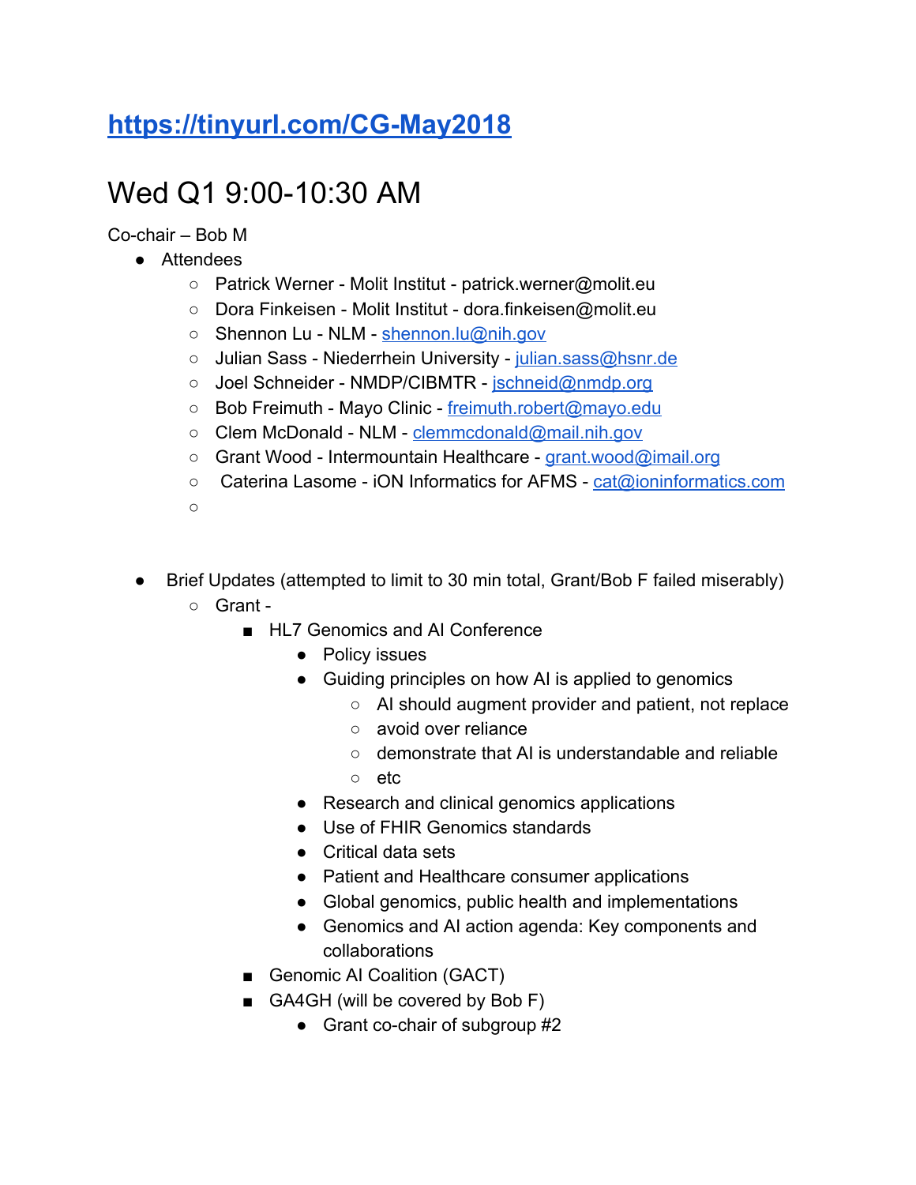# [https://tinyurl.com/CG-May2018](https://tinyurl.com/CG-May2018)

# Wed Q1 9:00-10:30 AM

Co-chair – Bob M

- Attendees
  - Patrick Werner - Molit Institut - patrick.werner@molit.eu
  - Dora Finkeisen - Molit Institut - dora.finkeisen@molit.eu
  - Shennon Lu - NLM - shennon.lu@nih.gov
  - Julian Sass - Niederrhein University - julian.sass@hsnr.de
  - Joel Schneider - NMDP/CIBMTR - jschneid@nmdp.org
  - Bob Freimuth - Mayo Clinic - freimuth.robert@mayo.edu
  - Clem McDonald - NLM - clemmcdonald@mail.nih.gov
  - Grant Wood - Intermountain Healthcare - grant.wood@imail.org
  - Caterina Lasome - iON Informatics for AFMS - cat@ioninformatics.com
  -

- Brief Updates (attempted to limit to 30 min total, Grant/Bob F failed miserably)
  - Grant -
    - HL7 Genomics and AI Conference
      - Policy issues
      - Guiding principles on how AI is applied to genomics
        - AI should augment provider and patient, not replace
        - avoid over reliance
        - demonstrate that AI is understandable and reliable
        - etc
      - Research and clinical genomics applications
      - Use of FHIR Genomics standards
      - Critical data sets
      - Patient and Healthcare consumer applications
      - Global genomics, public health and implementations
      - Genomics and AI action agenda: Key components and collaborations
    - Genomic AI Coalition (GACT)
    - GA4GH (will be covered by Bob F)
      - Grant co-chair of subgroup #2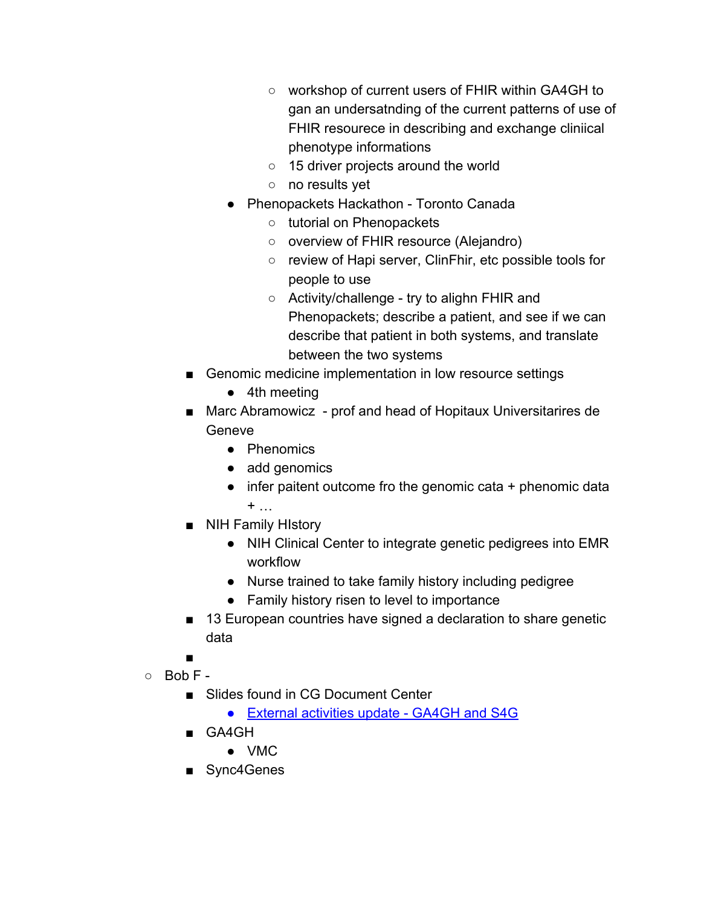- workshop of current users of FHIR within GA4GH to gan an undersatnding of the current patterns of use of FHIR resourece in describing and exchange cliniical phenotype informations
            - 15 driver projects around the world
            - no results yet
        - Phenopackets Hackathon - Toronto Canada
            - tutorial on Phenopackets
            - overview of FHIR resource (Alejandro)
            - review of Hapi server, ClinFhir, etc possible tools for people to use
            - Activity/challenge - try to alighn FHIR and Phenopackets; describe a patient, and see if we can describe that patient in both systems, and translate between the two systems
    - Genomic medicine implementation in low resource settings
        - 4th meeting
    - Marc Abramowicz - prof and head of Hopitaux Universitarires de Geneve
        - Phenomics
        - add genomics
        - infer paitent outcome fro the genomic cata + phenomic data + …
    - NIH Family HIstory
        - NIH Clinical Center to integrate genetic pedigrees into EMR workflow
        - Nurse trained to take family history including pedigree
        - Family history risen to level to importance
    - 13 European countries have signed a declaration to share genetic data
    -
- Bob F -
    - Slides found in CG Document Center
        - [External activities update - GA4GH and S4G]()
    - GA4GH
        - VMC
    - Sync4Genes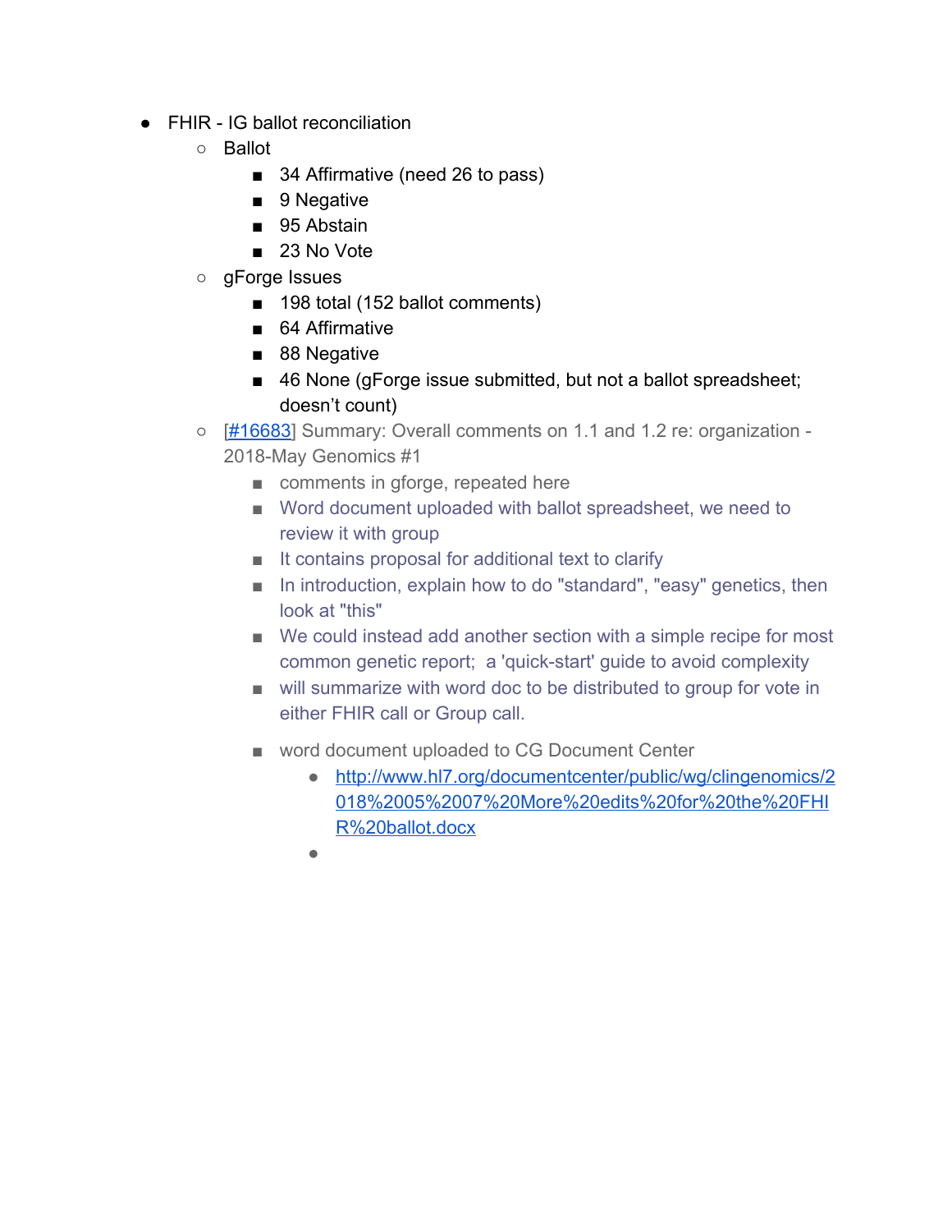- FHIR - IG ballot reconciliation
    - Ballot
        - 34 Affirmative (need 26 to pass)
        - 9 Negative
        - 95 Abstain
        - 23 No Vote
    - gForge Issues
        - 198 total (152 ballot comments)
        - 64 Affirmative
        - 88 Negative
        - 46 None (gForge issue submitted, but not a ballot spreadsheet; doesn't count)
    - [#16683] Summary: Overall comments on 1.1 and 1.2 re: organization - 2018-May Genomics #1
        - comments in gforge, repeated here
        - Word document uploaded with ballot spreadsheet, we need to review it with group
        - It contains proposal for additional text to clarify
        - In introduction, explain how to do "standard", "easy" genetics, then look at "this"
        - We could instead add another section with a simple recipe for most common genetic report;  a 'quick-start' guide to avoid complexity
        - will summarize with word doc to be distributed to group for vote in either FHIR call or Group call.
        - word document uploaded to CG Document Center
            - http://www.hl7.org/documentcenter/public/wg/clingenomics/2018%2005%2007%20More%20edits%20for%20the%20FHIR%20ballot.docx
            -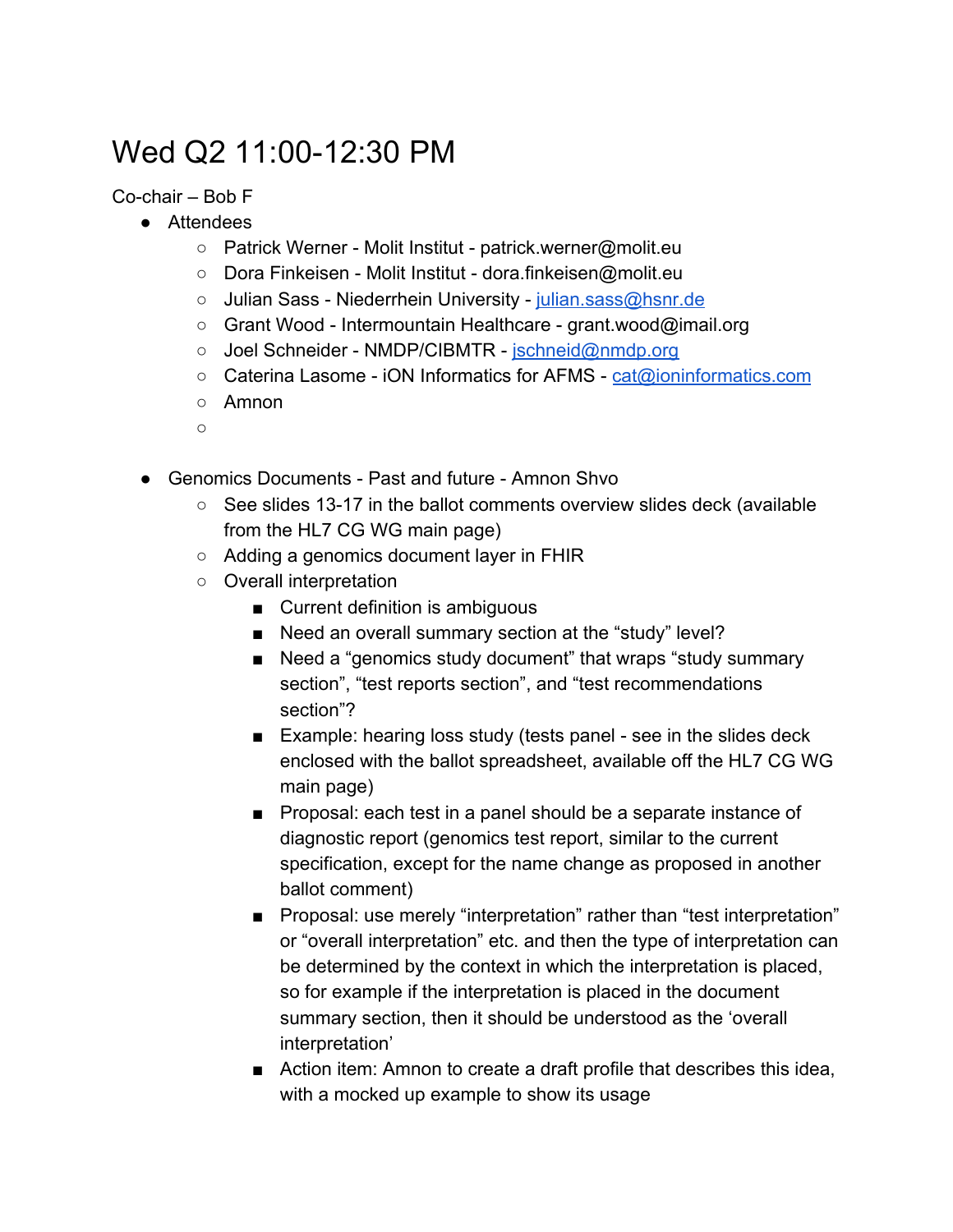# Wed Q2 11:00-12:30 PM

Co-chair – Bob F

- Attendees
  - Patrick Werner - Molit Institut - patrick.werner@molit.eu
  - Dora Finkeisen - Molit Institut - dora.finkeisen@molit.eu
  - Julian Sass - Niederrhein University - julian.sass@hsnr.de
  - Grant Wood - Intermountain Healthcare - grant.wood@imail.org
  - Joel Schneider - NMDP/CIBMTR - jschneid@nmdp.org
  - Caterina Lasome - iON Informatics for AFMS - cat@ioninformatics.com
  - Amnon
  - 

- Genomics Documents - Past and future - Amnon Shvo
  - See slides 13-17 in the ballot comments overview slides deck (available from the HL7 CG WG main page)
  - Adding a genomics document layer in FHIR
  - Overall interpretation
    - Current definition is ambiguous
    - Need an overall summary section at the "study" level?
    - Need a "genomics study document" that wraps "study summary section", "test reports section", and "test recommendations section"?
    - Example: hearing loss study (tests panel - see in the slides deck enclosed with the ballot spreadsheet, available off the HL7 CG WG main page)
    - Proposal: each test in a panel should be a separate instance of diagnostic report (genomics test report, similar to the current specification, except for the name change as proposed in another ballot comment)
    - Proposal: use merely "interpretation" rather than "test interpretation" or "overall interpretation" etc. and then the type of interpretation can be determined by the context in which the interpretation is placed, so for example if the interpretation is placed in the document summary section, then it should be understood as the 'overall interpretation'
    - Action item: Amnon to create a draft profile that describes this idea, with a mocked up example to show its usage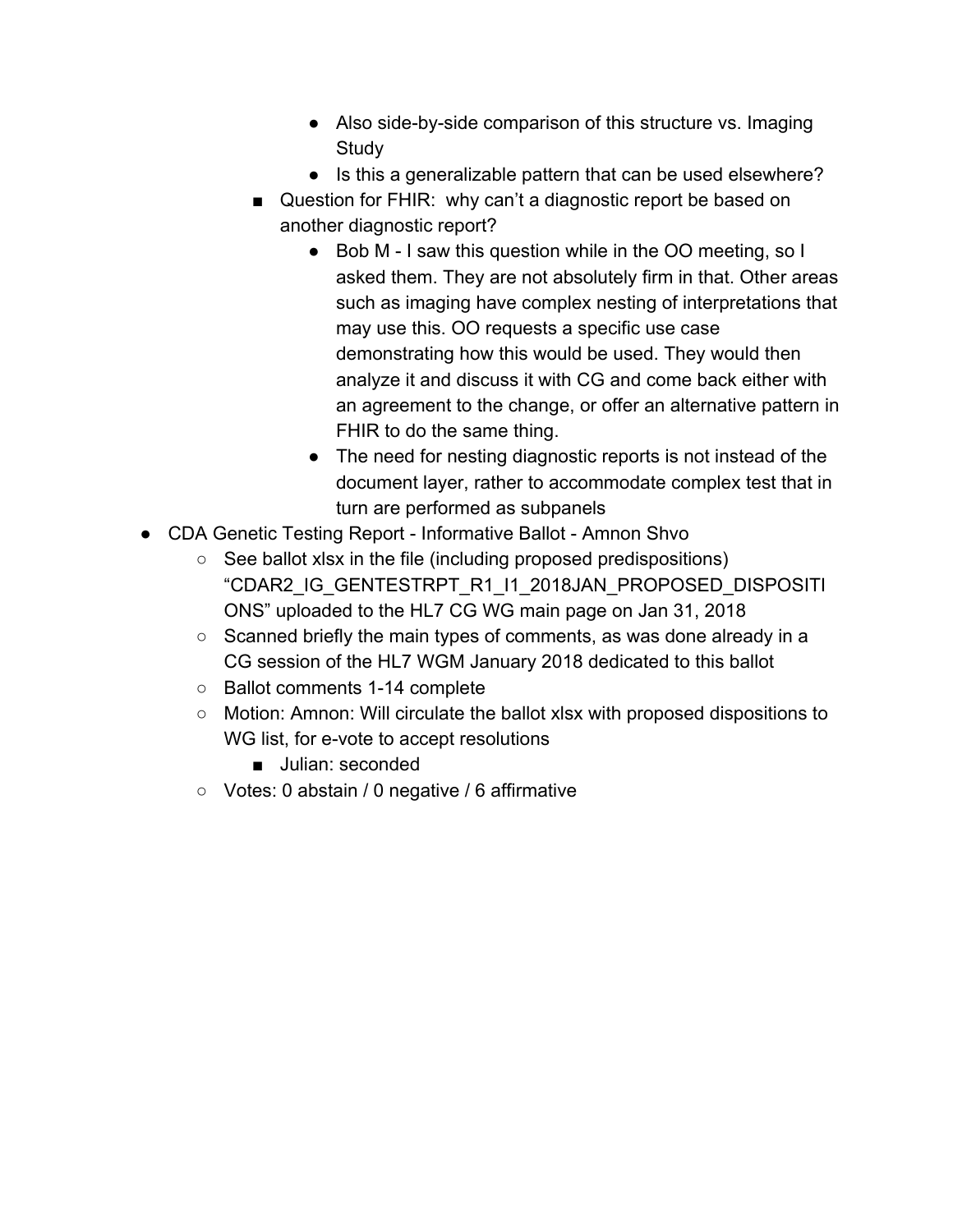- Also side-by-side comparison of this structure vs. Imaging Study
            - Is this a generalizable pattern that can be used elsewhere?
        - Question for FHIR: why can't a diagnostic report be based on another diagnostic report?
            - Bob M - I saw this question while in the OO meeting, so I asked them. They are not absolutely firm in that. Other areas such as imaging have complex nesting of interpretations that may use this. OO requests a specific use case demonstrating how this would be used. They would then analyze it and discuss it with CG and come back either with an agreement to the change, or offer an alternative pattern in FHIR to do the same thing.
            - The need for nesting diagnostic reports is not instead of the document layer, rather to accommodate complex test that in turn are performed as subpanels

- CDA Genetic Testing Report - Informative Ballot - Amnon Shvo
    - See ballot xlsx in the file (including proposed predispositions) "CDAR2_IG_GENTESTRPT_R1_I1_2018JAN_PROPOSED_DISPOSITIONS" uploaded to the HL7 CG WG main page on Jan 31, 2018
    - Scanned briefly the main types of comments, as was done already in a CG session of the HL7 WGM January 2018 dedicated to this ballot
    - Ballot comments 1-14 complete
    - Motion: Amnon: Will circulate the ballot xlsx with proposed dispositions to WG list, for e-vote to accept resolutions
        - Julian: seconded
    - Votes: 0 abstain / 0 negative / 6 affirmative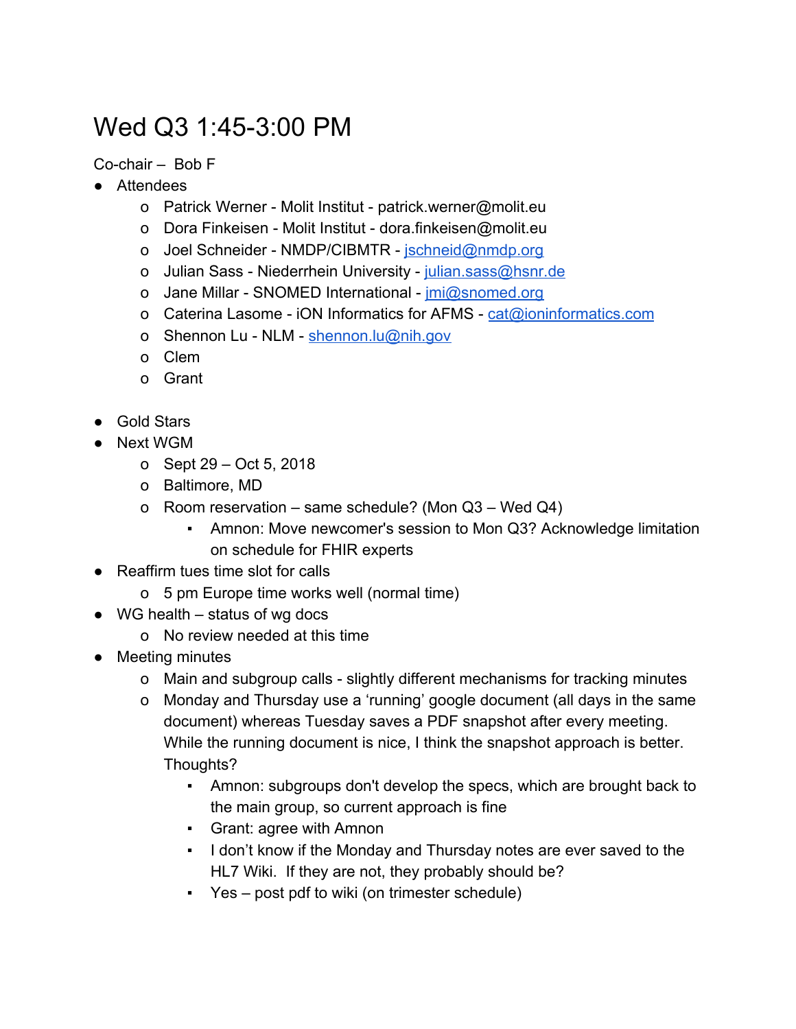# Wed Q3 1:45-3:00 PM

Co-chair – Bob F

- Attendees
  - Patrick Werner - Molit Institut - patrick.werner@molit.eu
  - Dora Finkeisen - Molit Institut - dora.finkeisen@molit.eu
  - Joel Schneider - NMDP/CIBMTR - jschneid@nmdp.org
  - Julian Sass - Niederrhein University - julian.sass@hsnr.de
  - Jane Millar - SNOMED International - jmi@snomed.org
  - Caterina Lasome - iON Informatics for AFMS - cat@ioninformatics.com
  - Shennon Lu - NLM - shennon.lu@nih.gov
  - Clem
  - Grant

- Gold Stars
- Next WGM
  - Sept 29 – Oct 5, 2018
  - Baltimore, MD
  - Room reservation – same schedule? (Mon Q3 – Wed Q4)
    - Amnon: Move newcomer's session to Mon Q3? Acknowledge limitation on schedule for FHIR experts
- Reaffirm tues time slot for calls
  - 5 pm Europe time works well (normal time)
- WG health – status of wg docs
  - No review needed at this time
- Meeting minutes
  - Main and subgroup calls - slightly different mechanisms for tracking minutes
  - Monday and Thursday use a 'running' google document (all days in the same document) whereas Tuesday saves a PDF snapshot after every meeting. While the running document is nice, I think the snapshot approach is better. Thoughts?
    - Amnon: subgroups don't develop the specs, which are brought back to the main group, so current approach is fine
    - Grant: agree with Amnon
    - I don't know if the Monday and Thursday notes are ever saved to the HL7 Wiki. If they are not, they probably should be?
    - Yes – post pdf to wiki (on trimester schedule)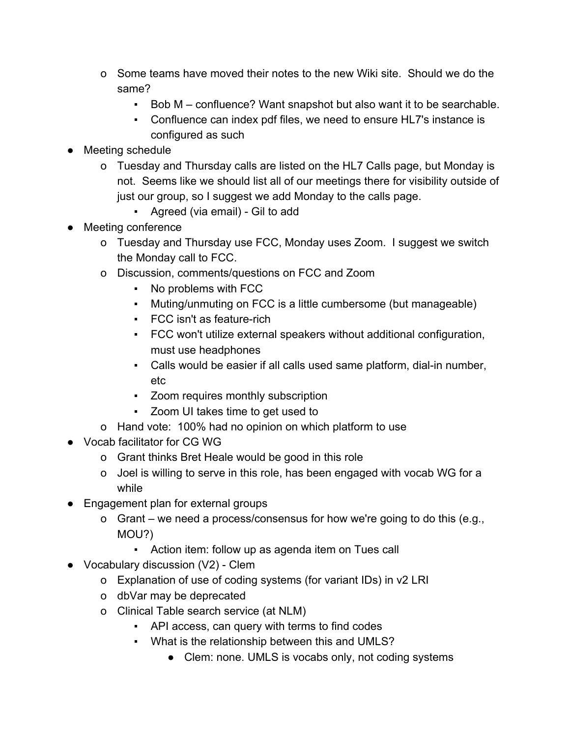- Some teams have moved their notes to the new Wiki site. Should we do the same?
    - Bob M – confluence? Want snapshot but also want it to be searchable.
    - Confluence can index pdf files, we need to ensure HL7's instance is configured as such
- Meeting schedule
  - Tuesday and Thursday calls are listed on the HL7 Calls page, but Monday is not. Seems like we should list all of our meetings there for visibility outside of just our group, so I suggest we add Monday to the calls page.
    - Agreed (via email) - Gil to add
- Meeting conference
  - Tuesday and Thursday use FCC, Monday uses Zoom. I suggest we switch the Monday call to FCC.
  - Discussion, comments/questions on FCC and Zoom
    - No problems with FCC
    - Muting/unmuting on FCC is a little cumbersome (but manageable)
    - FCC isn't as feature-rich
    - FCC won't utilize external speakers without additional configuration, must use headphones
    - Calls would be easier if all calls used same platform, dial-in number, etc
    - Zoom requires monthly subscription
    - Zoom UI takes time to get used to
  - Hand vote: 100% had no opinion on which platform to use
- Vocab facilitator for CG WG
  - Grant thinks Bret Heale would be good in this role
  - Joel is willing to serve in this role, has been engaged with vocab WG for a while
- Engagement plan for external groups
  - Grant – we need a process/consensus for how we're going to do this (e.g., MOU?)
    - Action item: follow up as agenda item on Tues call
- Vocabulary discussion (V2) - Clem
  - Explanation of use of coding systems (for variant IDs) in v2 LRI
  - dbVar may be deprecated
  - Clinical Table search service (at NLM)
    - API access, can query with terms to find codes
    - What is the relationship between this and UMLS?
      - Clem: none. UMLS is vocabs only, not coding systems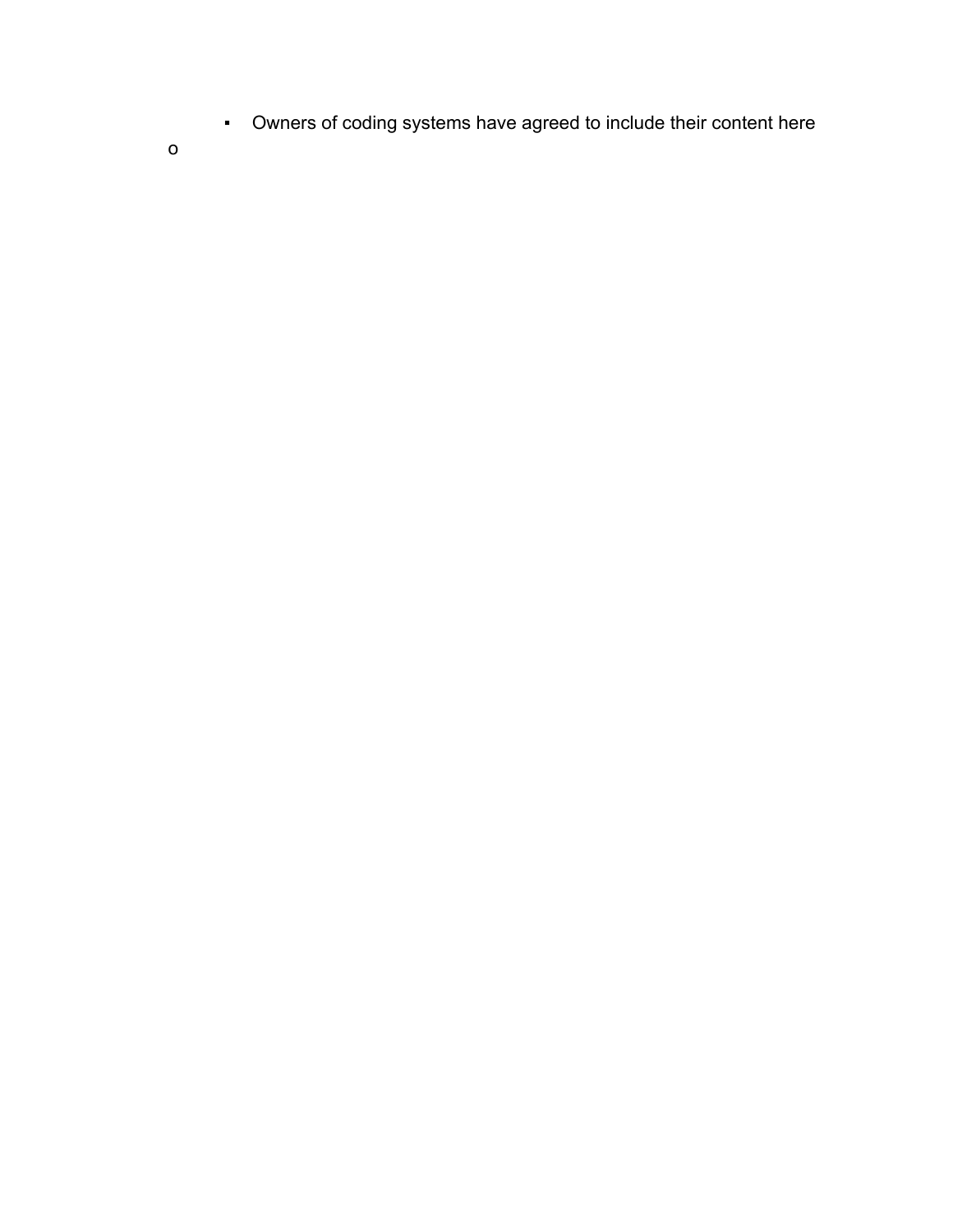- Owners of coding systems have agreed to include their content here
-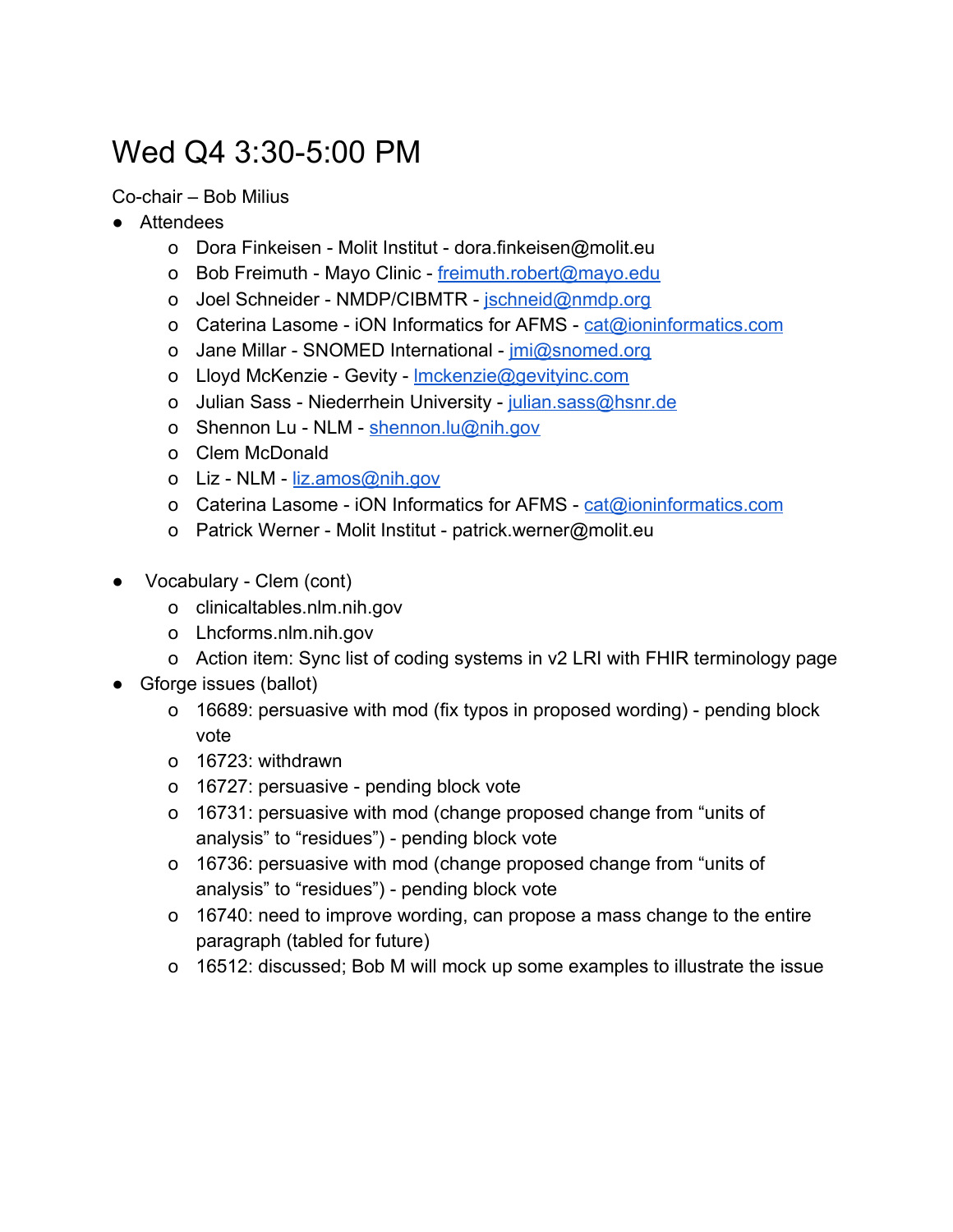# Wed Q4 3:30-5:00 PM

Co-chair – Bob Milius

- Attendees
  - Dora Finkeisen - Molit Institut - dora.finkeisen@molit.eu
  - Bob Freimuth - Mayo Clinic - freimuth.robert@mayo.edu
  - Joel Schneider - NMDP/CIBMTR - jschneid@nmdp.org
  - Caterina Lasome - iON Informatics for AFMS - cat@ioninformatics.com
  - Jane Millar - SNOMED International - jmi@snomed.org
  - Lloyd McKenzie - Gevity - lmckenzie@gevityinc.com
  - Julian Sass - Niederrhein University - julian.sass@hsnr.de
  - Shennon Lu - NLM - shennon.lu@nih.gov
  - Clem McDonald
  - Liz - NLM - liz.amos@nih.gov
  - Caterina Lasome - iON Informatics for AFMS - cat@ioninformatics.com
  - Patrick Werner - Molit Institut - patrick.werner@molit.eu

- Vocabulary - Clem (cont)
  - clinicaltables.nlm.nih.gov
  - Lhcforms.nlm.nih.gov
  - Action item: Sync list of coding systems in v2 LRI with FHIR terminology page
- Gforge issues (ballot)
  - 16689: persuasive with mod (fix typos in proposed wording) - pending block vote
  - 16723: withdrawn
  - 16727: persuasive - pending block vote
  - 16731: persuasive with mod (change proposed change from "units of analysis" to "residues") - pending block vote
  - 16736: persuasive with mod (change proposed change from "units of analysis" to "residues") - pending block vote
  - 16740: need to improve wording, can propose a mass change to the entire paragraph (tabled for future)
  - 16512: discussed; Bob M will mock up some examples to illustrate the issue